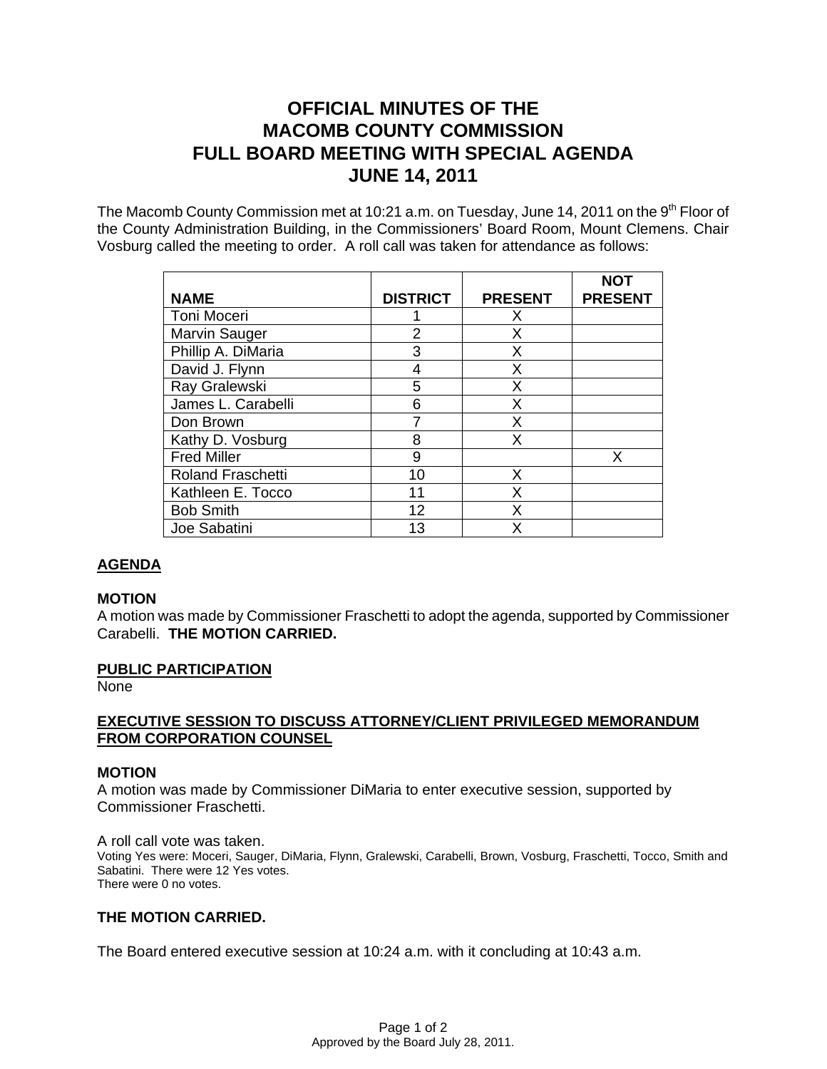# OFFICIAL MINUTES OF THE MACOMB COUNTY COMMISSION FULL BOARD MEETING WITH SPECIAL AGENDA JUNE 14, 2011

The Macomb County Commission met at 10:21 a.m. on Tuesday, June 14, 2011 on the 9th Floor of the County Administration Building, in the Commissioners' Board Room, Mount Clemens. Chair Vosburg called the meeting to order. A roll call was taken for attendance as follows:

| NAME | DISTRICT | PRESENT | NOT PRESENT |
|---|---|---|---|
| Toni Moceri | 1 | X | |
| Marvin Sauger | 2 | X | |
| Phillip A. DiMaria | 3 | X | |
| David J. Flynn | 4 | X | |
| Ray Gralewski | 5 | X | |
| James L. Carabelli | 6 | X | |
| Don Brown | 7 | X | |
| Kathy D. Vosburg | 8 | X | |
| Fred Miller | 9 | | X |
| Roland Fraschetti | 10 | X | |
| Kathleen E. Tocco | 11 | X | |
| Bob Smith | 12 | X | |
| Joe Sabatini | 13 | X | |

## AGENDA

### MOTION

A motion was made by Commissioner Fraschetti to adopt the agenda, supported by Commissioner Carabelli. **THE MOTION CARRIED.**

## PUBLIC PARTICIPATION

None

## EXECUTIVE SESSION TO DISCUSS ATTORNEY/CLIENT PRIVILEGED MEMORANDUM FROM CORPORATION COUNSEL

### MOTION

A motion was made by Commissioner DiMaria to enter executive session, supported by Commissioner Fraschetti.

A roll call vote was taken.
Voting Yes were: Moceri, Sauger, DiMaria, Flynn, Gralewski, Carabelli, Brown, Vosburg, Fraschetti, Tocco, Smith and Sabatini. There were 12 Yes votes.
There were 0 no votes.

**THE MOTION CARRIED.**

The Board entered executive session at 10:24 a.m. with it concluding at 10:43 a.m.

Approved by the Board July 28, 2011.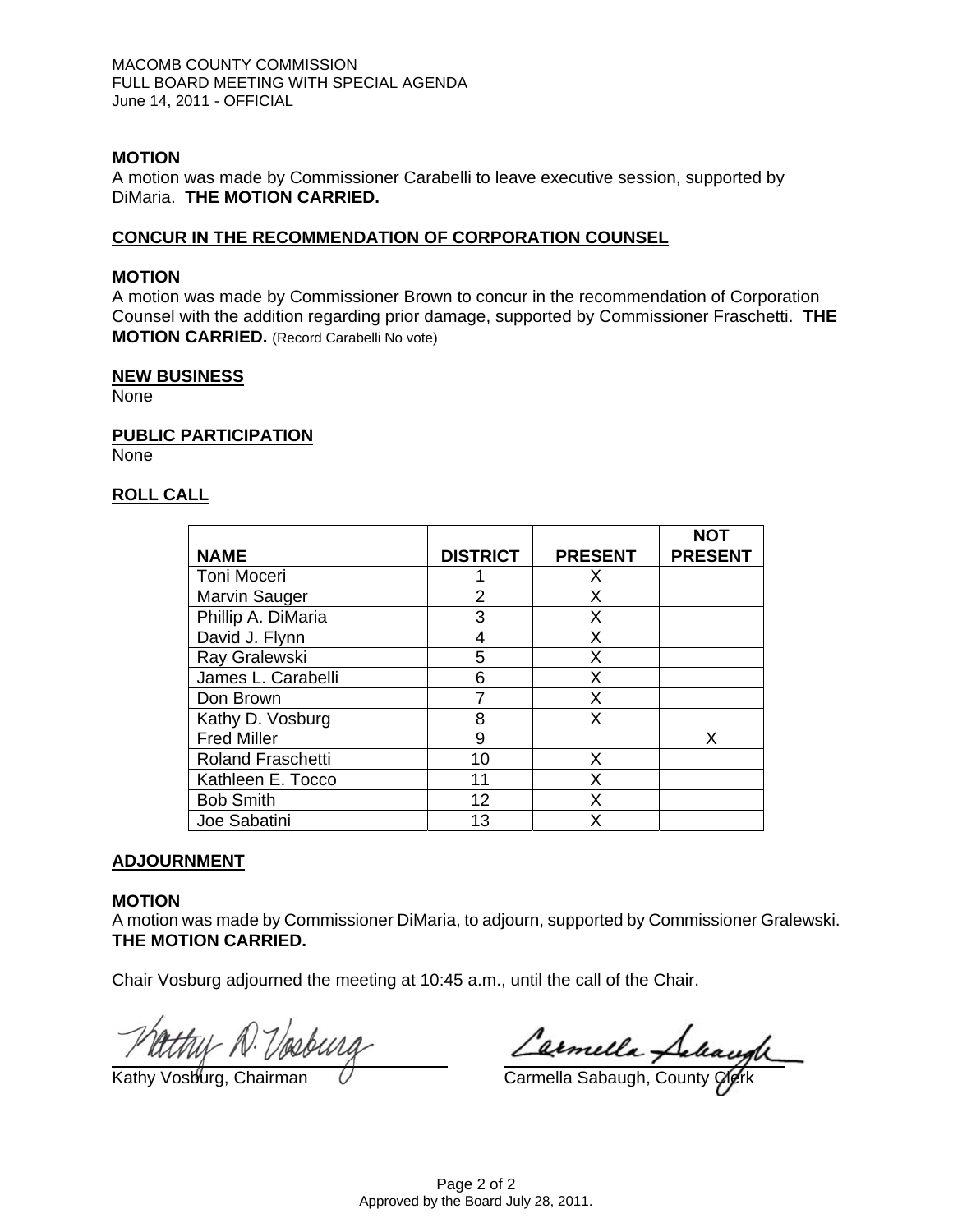**MOTION**

A motion was made by Commissioner Carabelli to leave executive session, supported by DiMaria. **THE MOTION CARRIED.**

## CONCUR IN THE RECOMMENDATION OF CORPORATION COUNSEL

**MOTION**

A motion was made by Commissioner Brown to concur in the recommendation of Corporation Counsel with the addition regarding prior damage, supported by Commissioner Fraschetti. **THE MOTION CARRIED.** (Record Carabelli No vote)

## NEW BUSINESS

None

## PUBLIC PARTICIPATION

None

## ROLL CALL

| NAME | DISTRICT | PRESENT | NOT PRESENT |
|---|---|---|---|
| Toni Moceri | 1 | X | |
| Marvin Sauger | 2 | X | |
| Phillip A. DiMaria | 3 | X | |
| David J. Flynn | 4 | X | |
| Ray Gralewski | 5 | X | |
| James L. Carabelli | 6 | X | |
| Don Brown | 7 | X | |
| Kathy D. Vosburg | 8 | X | |
| Fred Miller | 9 | | X |
| Roland Fraschetti | 10 | X | |
| Kathleen E. Tocco | 11 | X | |
| Bob Smith | 12 | X | |
| Joe Sabatini | 13 | X | |

## ADJOURNMENT

**MOTION**

A motion was made by Commissioner DiMaria, to adjourn, supported by Commissioner Gralewski. **THE MOTION CARRIED.**

Chair Vosburg adjourned the meeting at 10:45 a.m., until the call of the Chair.

Kathy Vosburg, Chairman

Carmella Sabaugh, County Clerk

Approved by the Board July 28, 2011.